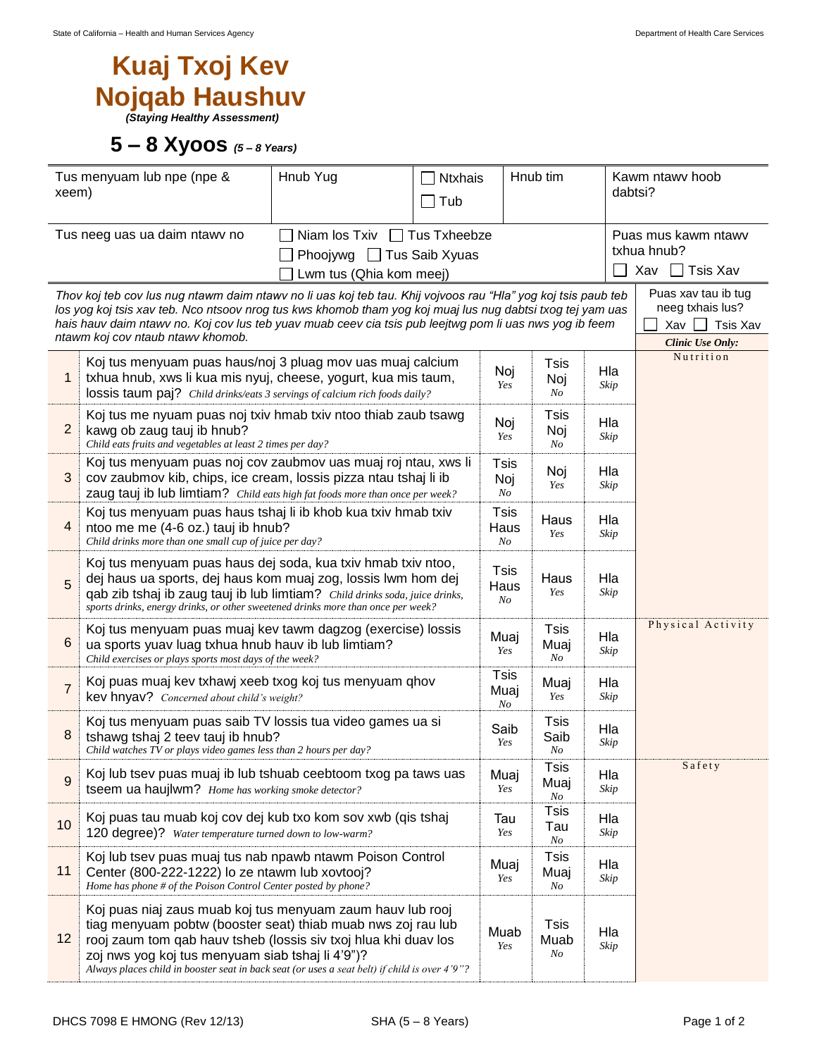# Kuaj Txoj Kev Nojqab Haushuv

*(Staying Healthy Assessment)*

## 5 – 8 Xyoos *(5 – 8 Years)*

| Tus menyuam lub npe (npe & xeem) | Hnub Yug | ☐ Ntxhais ☐ Tub | Hnub tim | Kawm ntawv hoob dabtsi? |
|---|---|---|---|---|
| Tus neeg uas ua daim ntawv no | ☐ Niam los Txiv ☐ Tus Txheebze ☐ Phoojywg ☐ Tus Saib Xyuas ☐ Lwm tus (Qhia kom meej) | | | Puas mus kawm ntawv txhua hnub? ☐ Xav ☐ Tsis Xav |

*Thov koj teb cov lus nug ntawm daim ntawv no li uas koj teb tau. Khij vojvoos rau "Hla" yog koj tsis paub teb los yog koj tsis xav teb. Nco ntsoov nrog tus kws khomob tham yog koj muaj lus nug dabtsi txog tej yam uas hais hauv daim ntawv no. Koj cov lus teb yuav muab ceev cia tsis pub leejtwg pom li uas nws yog ib feem ntawm koj cov ntaub ntawv khomob.*

Puas xav tau ib tug neeg txhais lus? ☐ Xav ☐ Tsis Xav

| # | Question | | | | *Clinic Use Only:* |
|---|---|---|---|---|---|
| 1 | Koj tus menyuam puas haus/noj 3 pluag mov uas muaj calcium txhua hnub, xws li kua mis nyuj, cheese, yogurt, kua mis taum, lossis taum paj? *Child drinks/eats 3 servings of calcium rich foods daily?* | Noj *Yes* | Tsis Noj *No* | Hla *Skip* | Nutrition |
| 2 | Koj tus me nyuam puas noj txiv hmab txiv ntoo thiab zaub tsawg kawg ob zaug tauj ib hnub? *Child eats fruits and vegetables at least 2 times per day?* | Noj *Yes* | Tsis Noj *No* | Hla *Skip* | |
| 3 | Koj tus menyuam puas noj cov zaubmov uas muaj roj ntau, xws li cov zaubmov kib, chips, ice cream, lossis pizza ntau tshaj li ib zaug tauj ib lub limtiam? *Child eats high fat foods more than once per week?* | Tsis Noj *No* | Noj *Yes* | Hla *Skip* | |
| 4 | Koj tus menyuam puas haus tshaj li ib khob kua txiv hmab txiv ntoo me me (4-6 oz.) tauj ib hnub? *Child drinks more than one small cup of juice per day?* | Tsis Haus *No* | Haus *Yes* | Hla *Skip* | |
| 5 | Koj tus menyuam puas haus dej soda, kua txiv hmab txiv ntoo, dej haus ua sports, dej haus kom muaj zog, lossis lwm hom dej qab zib tshaj ib zaug tauj ib lub limtiam? *Child drinks soda, juice drinks, sports drinks, energy drinks, or other sweetened drinks more than once per week?* | Tsis Haus *No* | Haus *Yes* | Hla *Skip* | |
| 6 | Koj tus menyuam puas muaj kev tawm dagzog (exercise) lossis ua sports yuav luag txhua hnub hauv ib lub limtiam? *Child exercises or plays sports most days of the week?* | Muaj *Yes* | Tsis Muaj *No* | Hla *Skip* | Physical Activity |
| 7 | Koj puas muaj kev txhawj xeeb txog koj tus menyuam qhov kev hnyav? *Concerned about child's weight?* | Tsis Muaj *No* | Muaj *Yes* | Hla *Skip* | |
| 8 | Koj tus menyuam puas saib TV lossis tua video games ua si tshawg tshaj 2 teev tauj ib hnub? *Child watches TV or plays video games less than 2 hours per day?* | Saib *Yes* | Tsis Saib *No* | Hla *Skip* | |
| 9 | Koj lub tsev puas muaj ib lub tshuab ceebtoom txog pa taws uas tseem ua haujlwm? *Home has working smoke detector?* | Muaj *Yes* | Tsis Muaj *No* | Hla *Skip* | Safety |
| 10 | Koj puas tau muab koj cov dej kub txo kom sov xwb (qis tshaj 120 degree)? *Water temperature turned down to low-warm?* | Tau *Yes* | Tsis Tau *No* | Hla *Skip* | |
| 11 | Koj lub tsev puas muaj tus nab npawb ntawm Poison Control Center (800-222-1222) lo ze ntawm lub xovtooj? *Home has phone # of the Poison Control Center posted by phone?* | Muaj *Yes* | Tsis Muaj *No* | Hla *Skip* | |
| 12 | Koj puas niaj zaus muab koj tus menyuam zaum hauv lub rooj tiag menyuam pobtw (booster seat) thiab muab nws zoj rau lub rooj zaum tom qab hauv tsheb (lossis siv txoj hlua khi duav los zoj nws yog koj tus menyuam siab tshaj li 4'9")? *Always places child in booster seat in back seat (or uses a seat belt) if child is over 4'9"?* | Muab *Yes* | Tsis Muab *No* | Hla *Skip* | |

DHCS 7098 E HMONG (Rev 12/13) SHA (5 – 8 Years)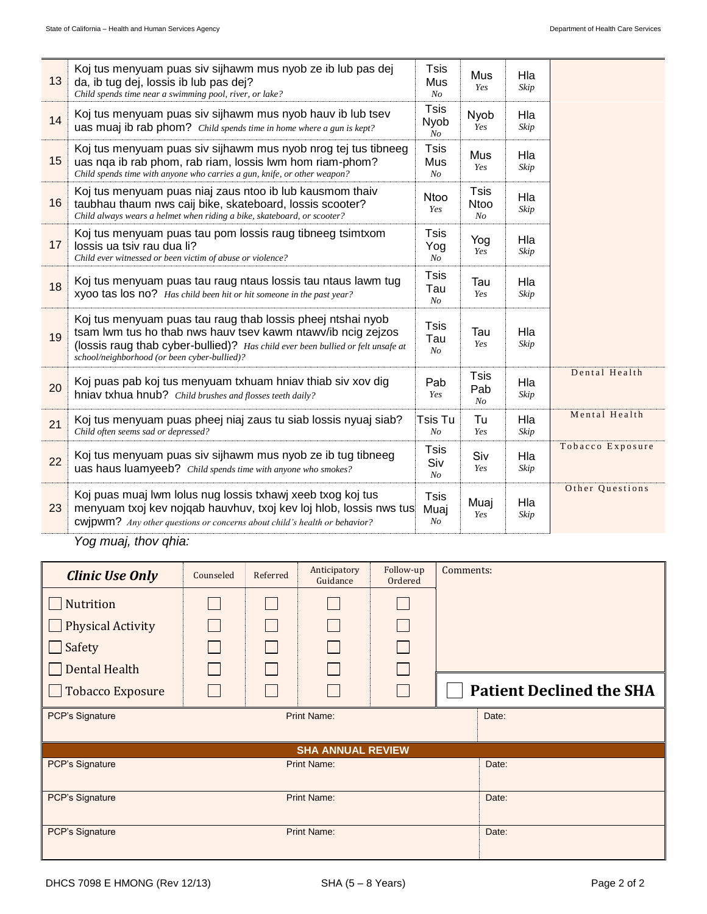| | | | | | |
|---|---|---|---|---|---|
| 13 | Koj tus menyuam puas siv sijhawm mus nyob ze ib lub pas dej da, ib tug dej, lossis ib lub pas dej? *Child spends time near a swimming pool, river, or lake?* | Tsis Mus *No* | Mus *Yes* | Hla *Skip* | |
| 14 | Koj tus menyuam puas siv sijhawm mus nyob hauv ib lub tsev uas muaj ib rab phom? *Child spends time in home where a gun is kept?* | Tsis Nyob *No* | Nyob *Yes* | Hla *Skip* | |
| 15 | Koj tus menyuam puas siv sijhawm mus nyob nrog tej tus tibneeg uas nqa ib rab phom, rab riam, lossis lwm hom riam-phom? *Child spends time with anyone who carries a gun, knife, or other weapon?* | Tsis Mus *No* | Mus *Yes* | Hla *Skip* | |
| 16 | Koj tus menyuam puas niaj zaus ntoo ib lub kausmom thaiv taubhau thaum nws caij bike, skateboard, lossis scooter? *Child always wears a helmet when riding a bike, skateboard, or scooter?* | Ntoo *Yes* | Tsis Ntoo *No* | Hla *Skip* | |
| 17 | Koj tus menyuam puas tau pom lossis raug tibneeg tsimtxom lossis ua tsiv rau dua li? *Child ever witnessed or been victim of abuse or violence?* | Tsis Yog *No* | Yog *Yes* | Hla *Skip* | |
| 18 | Koj tus menyuam puas tau raug ntaus lossis tau ntaus lawm tug xyoo tas los no? *Has child been hit or hit someone in the past year?* | Tsis Tau *No* | Tau *Yes* | Hla *Skip* | |
| 19 | Koj tus menyuam puas tau raug thab lossis pheej ntshai nyob tsam lwm tus ho thab nws hauv tsev kawm ntawv/ib ncig zejzos (lossis raug thab cyber-bullied)? *Has child ever been bullied or felt unsafe at school/neighborhood (or been cyber-bullied)?* | Tsis Tau *No* | Tau *Yes* | Hla *Skip* | |
| 20 | Koj puas pab koj tus menyuam txhuam hniav thiab siv xov dig hniav txhua hnub? *Child brushes and flosses teeth daily?* | Pab *Yes* | Tsis Pab *No* | Hla *Skip* | Dental Health |
| 21 | Koj tus menyuam puas pheej niaj zaus tu siab lossis nyuaj siab? *Child often seems sad or depressed?* | Tsis Tu *No* | Tu *Yes* | Hla *Skip* | Mental Health |
| 22 | Koj tus menyuam puas siv sijhawm mus nyob ze ib tug tibneeg uas haus luamyeeb? *Child spends time with anyone who smokes?* | Tsis Siv *No* | Siv *Yes* | Hla *Skip* | Tobacco Exposure |
| 23 | Koj puas muaj lwm lolus nug lossis txhawj xeeb txog koj tus menyuam txoj kev nojqab hauvhuv, txoj kev loj hlob, lossis nws tus cwjpwm? *Any other questions or concerns about child's health or behavior?* | Tsis Muaj *No* | Muaj *Yes* | Hla *Skip* | Other Questions |

*Yog muaj, thov qhia:*

| ***Clinic Use Only*** | Counseled | Referred | Anticipatory Guidance | Follow-up Ordered | Comments: |
|---|---|---|---|---|---|
| ☐ Nutrition | ☐ | ☐ | ☐ | ☐ | |
| ☐ Physical Activity | ☐ | ☐ | ☐ | ☐ | |
| ☐ Safety | ☐ | ☐ | ☐ | ☐ | |
| ☐ Dental Health | ☐ | ☐ | ☐ | ☐ | |
| ☐ Tobacco Exposure | ☐ | ☐ | ☐ | ☐ | ☐ **Patient Declined the SHA** |

| PCP's Signature | Print Name: | Date: |
|---|---|---|

**SHA ANNUAL REVIEW**

| PCP's Signature | Print Name: | Date: |
|---|---|---|
| PCP's Signature | Print Name: | Date: |
| PCP's Signature | Print Name: | Date: |